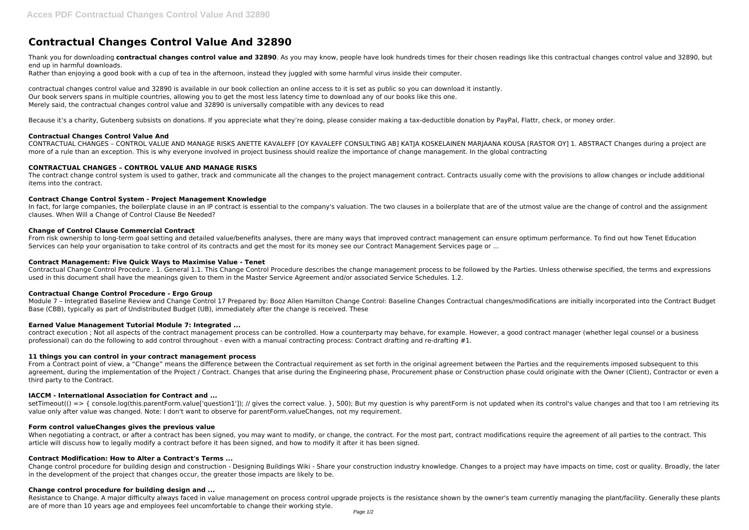# Contractual Changes Control Value And 32890

Thank you for downloading **contractual changes control value and 32890**. As you may know, people have look hundreds times for their chosen readings like this contractual changes control value and 32890, but end up in harmful downloads.

Rather than enjoying a good book with a cup of tea in the afternoon, instead they juggled with some harmful virus inside their computer.

contractual changes control value and 32890 is available in our book collection an online access to it is set as public so you can download it instantly.
Our book servers spans in multiple countries, allowing you to get the most less latency time to download any of our books like this one.
Merely said, the contractual changes control value and 32890 is universally compatible with any devices to read

Because it's a charity, Gutenberg subsists on donations. If you appreciate what they're doing, please consider making a tax-deductible donation by PayPal, Flattr, check, or money order.

### Contractual Changes Control Value And

CONTRACTUAL CHANGES – CONTROL VALUE AND MANAGE RISKS ANETTE KAVALEFF [OY KAVALEFF CONSULTING AB] KATJA KOSKELAINEN MARJAANA KOUSA [RASTOR OY] 1. ABSTRACT Changes during a project are more of a rule than an exception. This is why everyone involved in project business should realize the importance of change management. In the global contracting

### CONTRACTUAL CHANGES – CONTROL VALUE AND MANAGE RISKS

The contract change control system is used to gather, track and communicate all the changes to the project management contract. Contracts usually come with the provisions to allow changes or include additional items into the contract.

### Contract Change Control System - Project Management Knowledge

In fact, for large companies, the boilerplate clause in an IP contract is essential to the company's valuation. The two clauses in a boilerplate that are of the utmost value are the change of control and the assignment clauses. When Will a Change of Control Clause Be Needed?

### Change of Control Clause Commercial Contract

From risk ownership to long-term goal setting and detailed value/benefits analyses, there are many ways that improved contract management can ensure optimum performance. To find out how Tenet Education Services can help your organisation to take control of its contracts and get the most for its money see our Contract Management Services page or ...

### Contract Management: Five Quick Ways to Maximise Value - Tenet

Contractual Change Control Procedure . 1. General 1.1. This Change Control Procedure describes the change management process to be followed by the Parties. Unless otherwise specified, the terms and expressions used in this document shall have the meanings given to them in the Master Service Agreement and/or associated Service Schedules. 1.2.

### Contractual Change Control Procedure - Ergo Group

Module 7 – Integrated Baseline Review and Change Control 17 Prepared by: Booz Allen Hamilton Change Control: Baseline Changes Contractual changes/modifications are initially incorporated into the Contract Budget Base (CBB), typically as part of Undistributed Budget (UB), immediately after the change is received. These

### Earned Value Management Tutorial Module 7: Integrated ...

contract execution ; Not all aspects of the contract management process can be controlled. How a counterparty may behave, for example. However, a good contract manager (whether legal counsel or a business professional) can do the following to add control throughout - even with a manual contracting process: Contract drafting and re-drafting #1.

### 11 things you can control in your contract management process

From a Contract point of view, a "Change" means the difference between the Contractual requirement as set forth in the original agreement between the Parties and the requirements imposed subsequent to this agreement, during the implementation of the Project / Contract. Changes that arise during the Engineering phase, Procurement phase or Construction phase could originate with the Owner (Client), Contractor or even a third party to the Contract.

### IACCM - International Association for Contract and ...

setTimeout(() => { console.log(this.parentForm.value['question1']); // gives the correct value. }, 500); But my question is why parentForm is not updated when its control's value changes and that too I am retrieving its value only after value was changed. Note: I don't want to observe for parentForm.valueChanges, not my requirement.

### Form control valueChanges gives the previous value

When negotiating a contract, or after a contract has been signed, you may want to modify, or change, the contract. For the most part, contract modifications require the agreement of all parties to the contract. This article will discuss how to legally modify a contract before it has been signed, and how to modify it after it has been signed.

### Contract Modification: How to Alter a Contract's Terms ...

Change control procedure for building design and construction - Designing Buildings Wiki - Share your construction industry knowledge. Changes to a project may have impacts on time, cost or quality. Broadly, the later in the development of the project that changes occur, the greater those impacts are likely to be.

### Change control procedure for building design and ...

Resistance to Change. A major difficulty always faced in value management on process control upgrade projects is the resistance shown by the owner's team currently managing the plant/facility. Generally these plants are of more than 10 years age and employees feel uncomfortable to change their working style.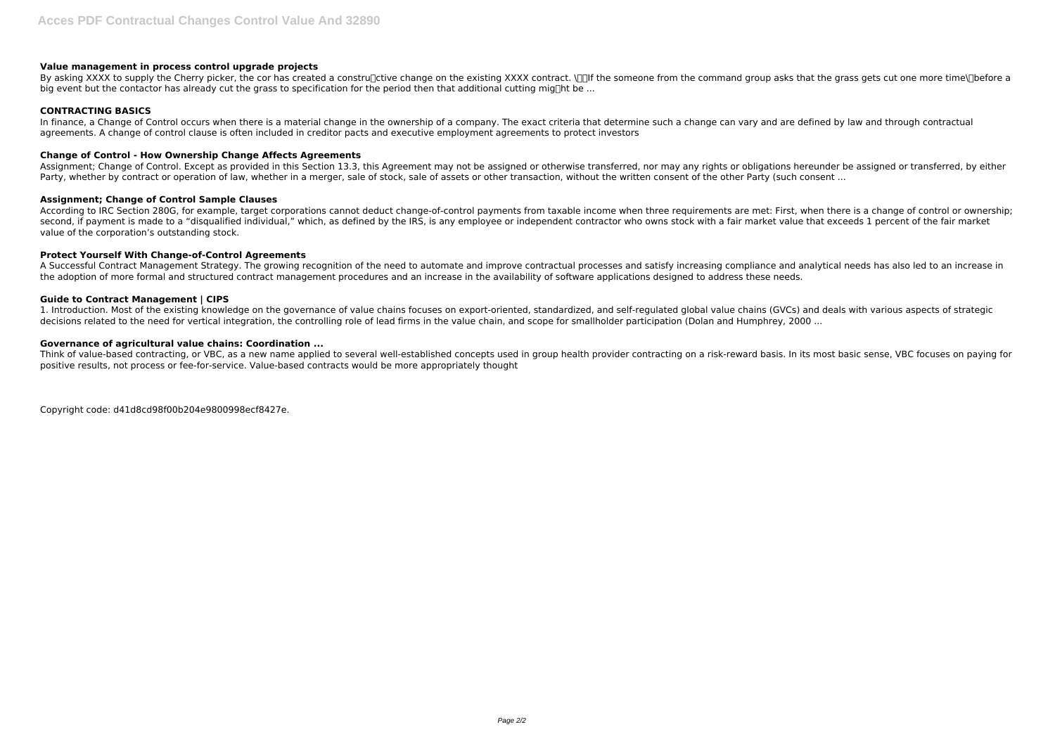### Value management in process control upgrade projects

By asking XXXX to supply the Cherry picker, the cor has created a constru ctive change on the existing XXXX contract. \ If the someone from the command group asks that the grass gets cut one more time\ before a big event but the contactor has already cut the grass to specification for the period then that additional cutting mig ht be ...

### CONTRACTING BASICS

In finance, a Change of Control occurs when there is a material change in the ownership of a company. The exact criteria that determine such a change can vary and are defined by law and through contractual agreements. A change of control clause is often included in creditor pacts and executive employment agreements to protect investors

### Change of Control - How Ownership Change Affects Agreements

Assignment; Change of Control. Except as provided in this Section 13.3, this Agreement may not be assigned or otherwise transferred, nor may any rights or obligations hereunder be assigned or transferred, by either Party, whether by contract or operation of law, whether in a merger, sale of stock, sale of assets or other transaction, without the written consent of the other Party (such consent ...

### Assignment; Change of Control Sample Clauses

According to IRC Section 280G, for example, target corporations cannot deduct change-of-control payments from taxable income when three requirements are met: First, when there is a change of control or ownership; second, if payment is made to a "disqualified individual," which, as defined by the IRS, is any employee or independent contractor who owns stock with a fair market value that exceeds 1 percent of the fair market value of the corporation's outstanding stock.

### Protect Yourself With Change-of-Control Agreements

A Successful Contract Management Strategy. The growing recognition of the need to automate and improve contractual processes and satisfy increasing compliance and analytical needs has also led to an increase in the adoption of more formal and structured contract management procedures and an increase in the availability of software applications designed to address these needs.

### Guide to Contract Management | CIPS

1. Introduction. Most of the existing knowledge on the governance of value chains focuses on export-oriented, standardized, and self-regulated global value chains (GVCs) and deals with various aspects of strategic decisions related to the need for vertical integration, the controlling role of lead firms in the value chain, and scope for smallholder participation (Dolan and Humphrey, 2000 ...

### Governance of agricultural value chains: Coordination ...

Think of value-based contracting, or VBC, as a new name applied to several well-established concepts used in group health provider contracting on a risk-reward basis. In its most basic sense, VBC focuses on paying for positive results, not process or fee-for-service. Value-based contracts would be more appropriately thought

Copyright code: d41d8cd98f00b204e9800998ecf8427e.